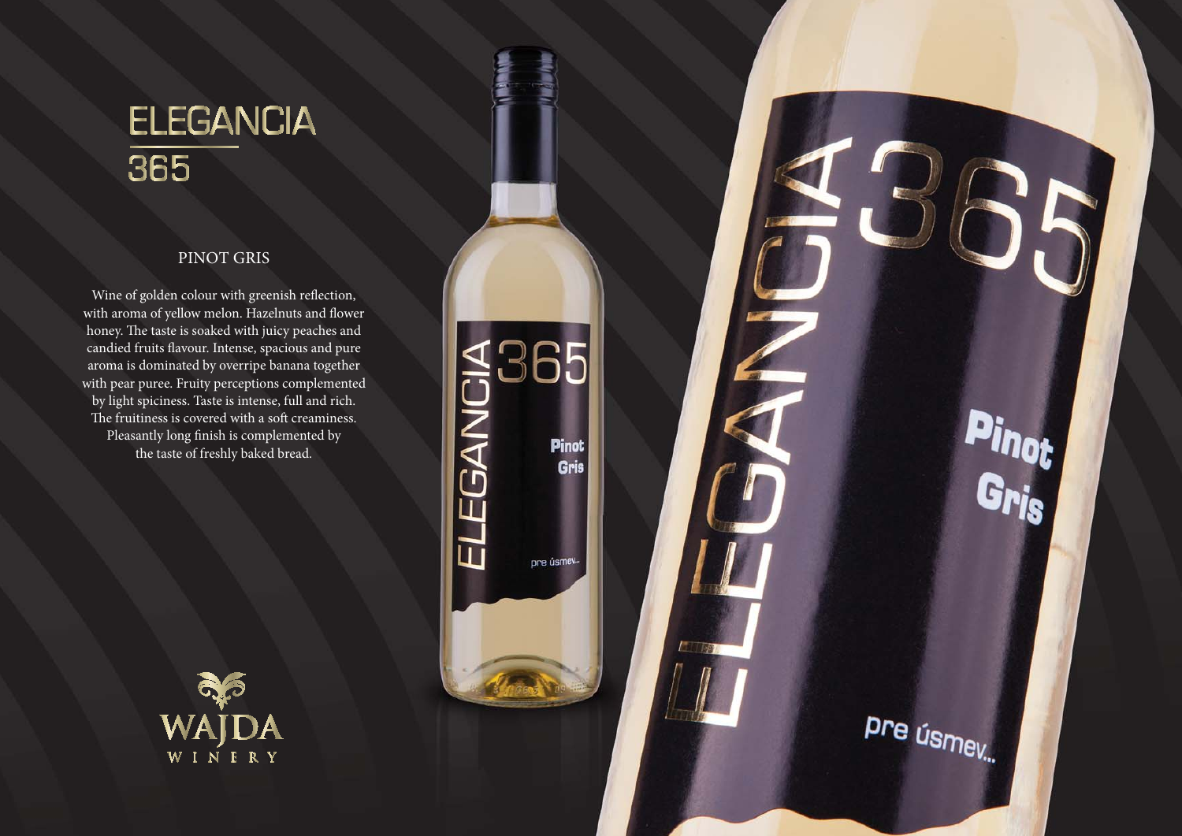# ELEGANCIA 365

## PINOT GRIS

Wine of golden colour with greenish reflection, with aroma of yellow melon. Hazelnuts and flower honey. The taste is soaked with juicy peaches and candied fruits flavour. Intense, spacious and pure aroma is dominated by overripe banana together with pear puree. Fruity perceptions complemented by light spiciness. Taste is intense, full and rich. The fruitiness is covered with a soft creaminess. Pleasantly long finish is complemented by the taste of freshly baked bread.

WAJDA WINERY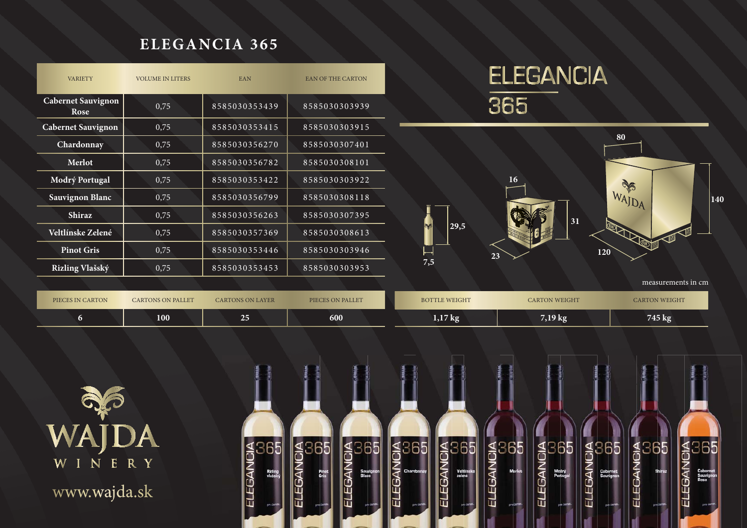# ELEGANCIA 365

| VARIETY | VOLUME IN LITERS | EAN | EAN OF THE CARTON |
|---|---|---|---|
| **Cabernet Sauvignon Rose** | 0,75 | 8585030353439 | 8585030303939 |
| **Cabernet Sauvignon** | 0,75 | 8585030353415 | 8585030303915 |
| **Chardonnay** | 0,75 | 8585030356270 | 8585030307401 |
| **Merlot** | 0,75 | 8585030356782 | 8585030308101 |
| **Modrý Portugal** | 0,75 | 8585030353422 | 8585030303922 |
| **Sauvignon Blanc** | 0,75 | 8585030356799 | 8585030308118 |
| **Shiraz** | 0,75 | 8585030356263 | 8585030307395 |
| **Veltlínske Zelené** | 0,75 | 8585030357369 | 8585030308613 |
| **Pinot Gris** | 0,75 | 8585030353446 | 8585030303946 |
| **Rizling Vlašský** | 0,75 | 8585030353453 | 8585030303953 |

| PIECES IN CARTON | CARTONS ON PALLET | CARTONS ON LAYER | PIECES ON PALLET |
|---|---|---|---|
| **6** | **100** | **25** | **600** |

ELEGANCIA 365

29,5

7,5

16

31

23

80

140

120

measurements in cm

| BOTTLE WEIGHT | CARTON WEIGHT | CARTON WEIGHT |
|---|---|---|
| **1,17 kg** | **7,19 kg** | **745 kg** |

WAJDA WINERY

www.wajda.sk